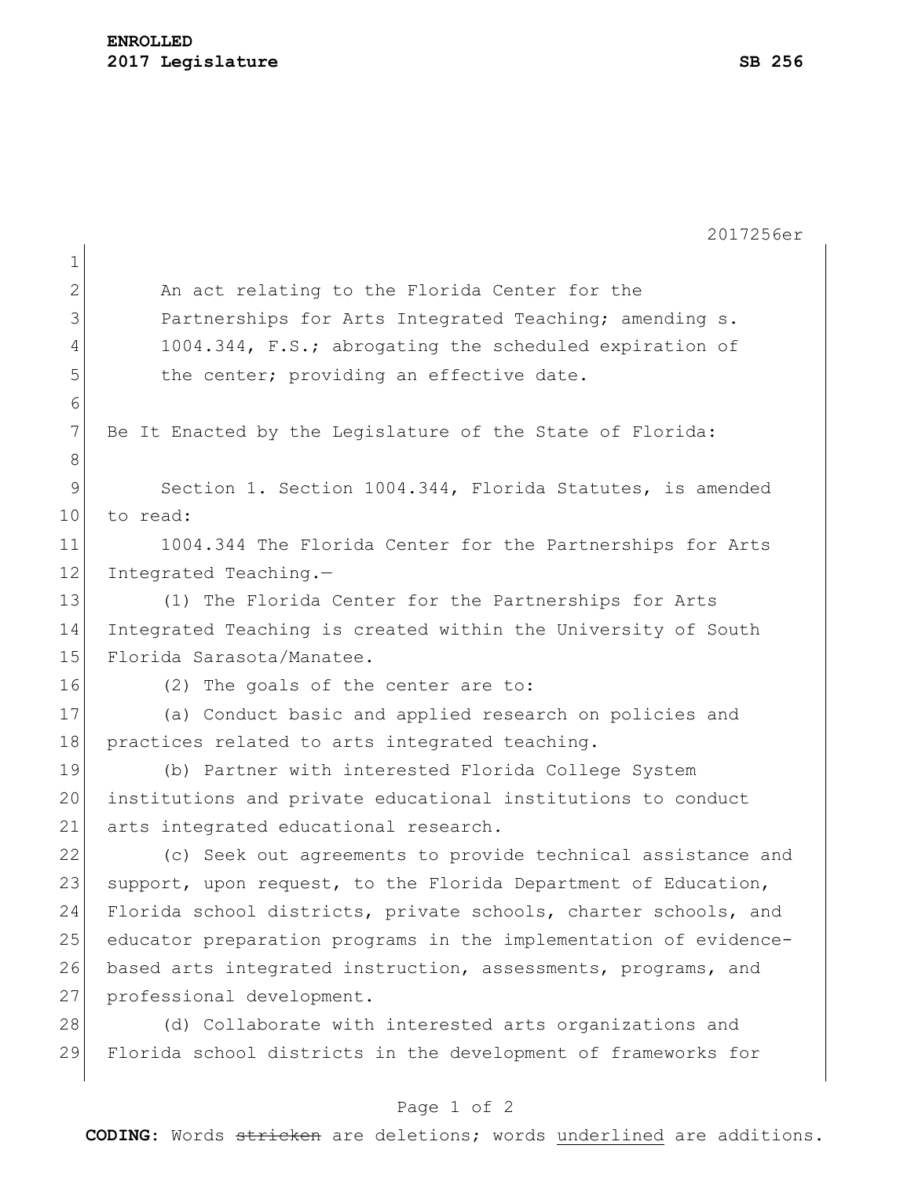2017256er

An act relating to the Florida Center for the Partnerships for Arts Integrated Teaching; amending s. 1004.344, F.S.; abrogating the scheduled expiration of the center; providing an effective date.

Be It Enacted by the Legislature of the State of Florida:

Section 1. Section 1004.344, Florida Statutes, is amended to read:

1004.344 The Florida Center for the Partnerships for Arts Integrated Teaching.—

(1) The Florida Center for the Partnerships for Arts Integrated Teaching is created within the University of South Florida Sarasota/Manatee.

(2) The goals of the center are to:

(a) Conduct basic and applied research on policies and practices related to arts integrated teaching.

(b) Partner with interested Florida College System institutions and private educational institutions to conduct arts integrated educational research.

(c) Seek out agreements to provide technical assistance and support, upon request, to the Florida Department of Education, Florida school districts, private schools, charter schools, and educator preparation programs in the implementation of evidence-based arts integrated instruction, assessments, programs, and professional development.

(d) Collaborate with interested arts organizations and Florida school districts in the development of frameworks for

**CODING:** Words ~~stricken~~ are deletions; words <u>underlined</u> are additions.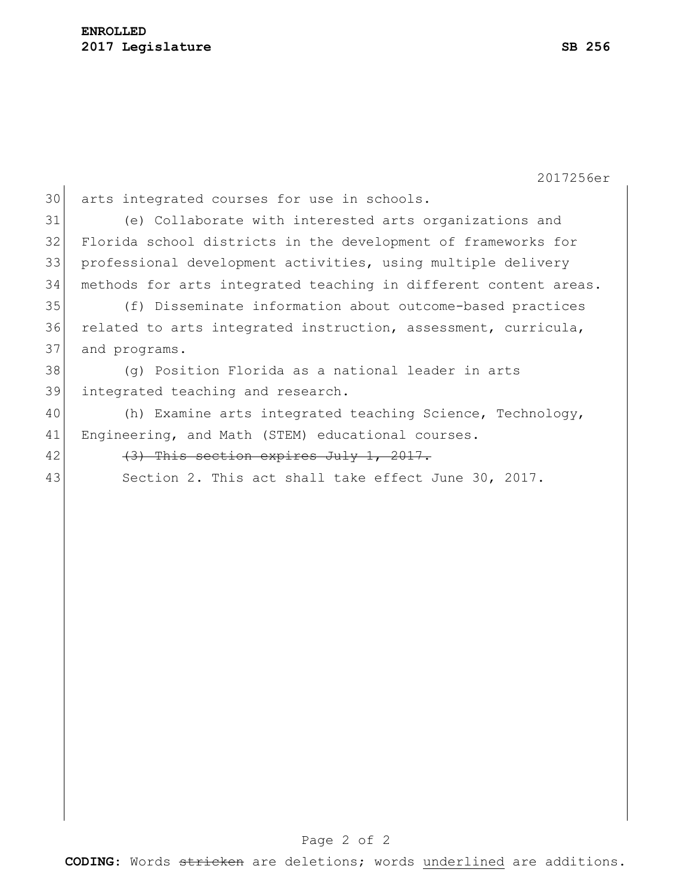arts integrated courses for use in schools.

(e) Collaborate with interested arts organizations and Florida school districts in the development of frameworks for professional development activities, using multiple delivery methods for arts integrated teaching in different content areas.

(f) Disseminate information about outcome-based practices related to arts integrated instruction, assessment, curricula, and programs.

(g) Position Florida as a national leader in arts integrated teaching and research.

(h) Examine arts integrated teaching Science, Technology, Engineering, and Math (STEM) educational courses.

~~(3) This section expires July 1, 2017.~~

Section 2. This act shall take effect June 30, 2017.

**CODING:** Words ~~stricken~~ are deletions; words <u>underlined</u> are additions.